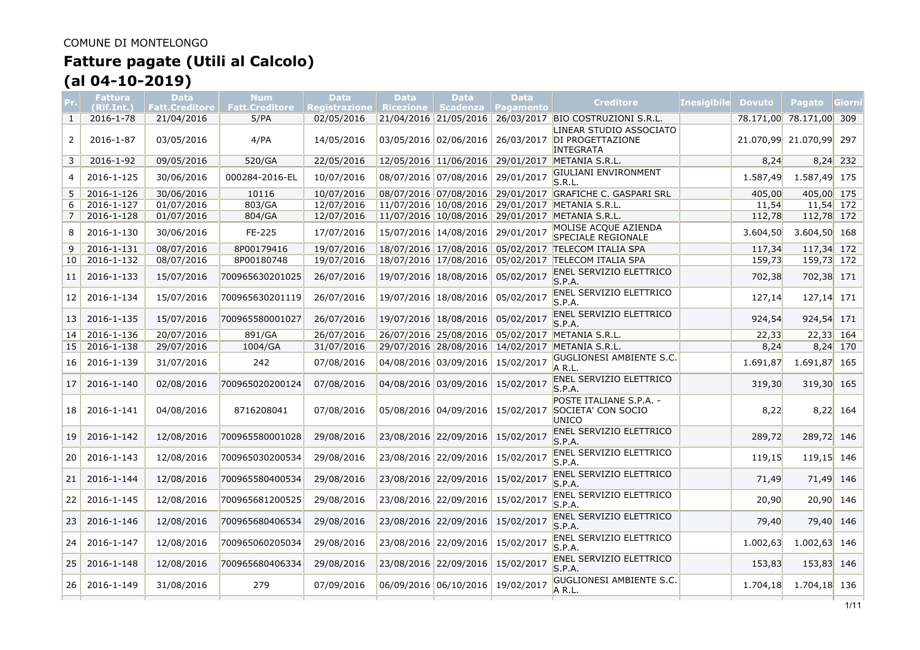COMUNE DI MONTELONGO

# Fatture pagate (Utili al Calcolo)
# (al 04-10-2019)

| Pr. | Fattura (Rif.Int.) | Data Fatt.Creditore | Num Fatt.Creditore | Data Registrazione | Data Ricezione | Data Scadenza | Data Pagamento | Creditore | Inesigibile | Dovuto | Pagato | Giorni |
|---|---|---|---|---|---|---|---|---|---|---|---|---|
| 1 | 2016-1-78 | 21/04/2016 | 5/PA | 02/05/2016 | 21/04/2016 | 21/05/2016 | 26/03/2017 | BIO COSTRUZIONI S.R.L. | | 78.171,00 | 78.171,00 | 309 |
| 2 | 2016-1-87 | 03/05/2016 | 4/PA | 14/05/2016 | 03/05/2016 | 02/06/2016 | 26/03/2017 | LINEAR STUDIO ASSOCIATO DI PROGETTAZIONE INTEGRATA | | 21.070,99 | 21.070,99 | 297 |
| 3 | 2016-1-92 | 09/05/2016 | 520/GA | 22/05/2016 | 12/05/2016 | 11/06/2016 | 29/01/2017 | METANIA S.R.L. | | 8,24 | 8,24 | 232 |
| 4 | 2016-1-125 | 30/06/2016 | 000284-2016-EL | 10/07/2016 | 08/07/2016 | 07/08/2016 | 29/01/2017 | GIULIANI ENVIRONMENT S.R.L. | | 1.587,49 | 1.587,49 | 175 |
| 5 | 2016-1-126 | 30/06/2016 | 10116 | 10/07/2016 | 08/07/2016 | 07/08/2016 | 29/01/2017 | GRAFICHE C. GASPARI SRL | | 405,00 | 405,00 | 175 |
| 6 | 2016-1-127 | 01/07/2016 | 803/GA | 12/07/2016 | 11/07/2016 | 10/08/2016 | 29/01/2017 | METANIA S.R.L. | | 11,54 | 11,54 | 172 |
| 7 | 2016-1-128 | 01/07/2016 | 804/GA | 12/07/2016 | 11/07/2016 | 10/08/2016 | 29/01/2017 | METANIA S.R.L. | | 112,78 | 112,78 | 172 |
| 8 | 2016-1-130 | 30/06/2016 | FE-225 | 17/07/2016 | 15/07/2016 | 14/08/2016 | 29/01/2017 | MOLISE ACQUE AZIENDA SPECIALE REGIONALE | | 3.604,50 | 3.604,50 | 168 |
| 9 | 2016-1-131 | 08/07/2016 | 8P00179416 | 19/07/2016 | 18/07/2016 | 17/08/2016 | 05/02/2017 | TELECOM ITALIA SPA | | 117,34 | 117,34 | 172 |
| 10 | 2016-1-132 | 08/07/2016 | 8P00180748 | 19/07/2016 | 18/07/2016 | 17/08/2016 | 05/02/2017 | TELECOM ITALIA SPA | | 159,73 | 159,73 | 172 |
| 11 | 2016-1-133 | 15/07/2016 | 700965630201025 | 26/07/2016 | 19/07/2016 | 18/08/2016 | 05/02/2017 | ENEL SERVIZIO ELETTRICO S.P.A. | | 702,38 | 702,38 | 171 |
| 12 | 2016-1-134 | 15/07/2016 | 700965630201119 | 26/07/2016 | 19/07/2016 | 18/08/2016 | 05/02/2017 | ENEL SERVIZIO ELETTRICO S.P.A. | | 127,14 | 127,14 | 171 |
| 13 | 2016-1-135 | 15/07/2016 | 700965580001027 | 26/07/2016 | 19/07/2016 | 18/08/2016 | 05/02/2017 | ENEL SERVIZIO ELETTRICO S.P.A. | | 924,54 | 924,54 | 171 |
| 14 | 2016-1-136 | 20/07/2016 | 891/GA | 26/07/2016 | 26/07/2016 | 25/08/2016 | 05/02/2017 | METANIA S.R.L. | | 22,33 | 22,33 | 164 |
| 15 | 2016-1-138 | 29/07/2016 | 1004/GA | 31/07/2016 | 29/07/2016 | 28/08/2016 | 14/02/2017 | METANIA S.R.L. | | 8,24 | 8,24 | 170 |
| 16 | 2016-1-139 | 31/07/2016 | 242 | 07/08/2016 | 04/08/2016 | 03/09/2016 | 15/02/2017 | GUGLIONESI AMBIENTE S.C. A R.L. | | 1.691,87 | 1.691,87 | 165 |
| 17 | 2016-1-140 | 02/08/2016 | 700965020200124 | 07/08/2016 | 04/08/2016 | 03/09/2016 | 15/02/2017 | ENEL SERVIZIO ELETTRICO S.P.A. | | 319,30 | 319,30 | 165 |
| 18 | 2016-1-141 | 04/08/2016 | 8716208041 | 07/08/2016 | 05/08/2016 | 04/09/2016 | 15/02/2017 | POSTE ITALIANE S.P.A. - SOCIETA' CON SOCIO UNICO | | 8,22 | 8,22 | 164 |
| 19 | 2016-1-142 | 12/08/2016 | 700965580001028 | 29/08/2016 | 23/08/2016 | 22/09/2016 | 15/02/2017 | ENEL SERVIZIO ELETTRICO S.P.A. | | 289,72 | 289,72 | 146 |
| 20 | 2016-1-143 | 12/08/2016 | 700965030200534 | 29/08/2016 | 23/08/2016 | 22/09/2016 | 15/02/2017 | ENEL SERVIZIO ELETTRICO S.P.A. | | 119,15 | 119,15 | 146 |
| 21 | 2016-1-144 | 12/08/2016 | 700965580400534 | 29/08/2016 | 23/08/2016 | 22/09/2016 | 15/02/2017 | ENEL SERVIZIO ELETTRICO S.P.A. | | 71,49 | 71,49 | 146 |
| 22 | 2016-1-145 | 12/08/2016 | 700965681200525 | 29/08/2016 | 23/08/2016 | 22/09/2016 | 15/02/2017 | ENEL SERVIZIO ELETTRICO S.P.A. | | 20,90 | 20,90 | 146 |
| 23 | 2016-1-146 | 12/08/2016 | 700965680406534 | 29/08/2016 | 23/08/2016 | 22/09/2016 | 15/02/2017 | ENEL SERVIZIO ELETTRICO S.P.A. | | 79,40 | 79,40 | 146 |
| 24 | 2016-1-147 | 12/08/2016 | 700965060205034 | 29/08/2016 | 23/08/2016 | 22/09/2016 | 15/02/2017 | ENEL SERVIZIO ELETTRICO S.P.A. | | 1.002,63 | 1.002,63 | 146 |
| 25 | 2016-1-148 | 12/08/2016 | 700965680406334 | 29/08/2016 | 23/08/2016 | 22/09/2016 | 15/02/2017 | ENEL SERVIZIO ELETTRICO S.P.A. | | 153,83 | 153,83 | 146 |
| 26 | 2016-1-149 | 31/08/2016 | 279 | 07/09/2016 | 06/09/2016 | 06/10/2016 | 19/02/2017 | GUGLIONESI AMBIENTE S.C. A R.L. | | 1.704,18 | 1.704,18 | 136 |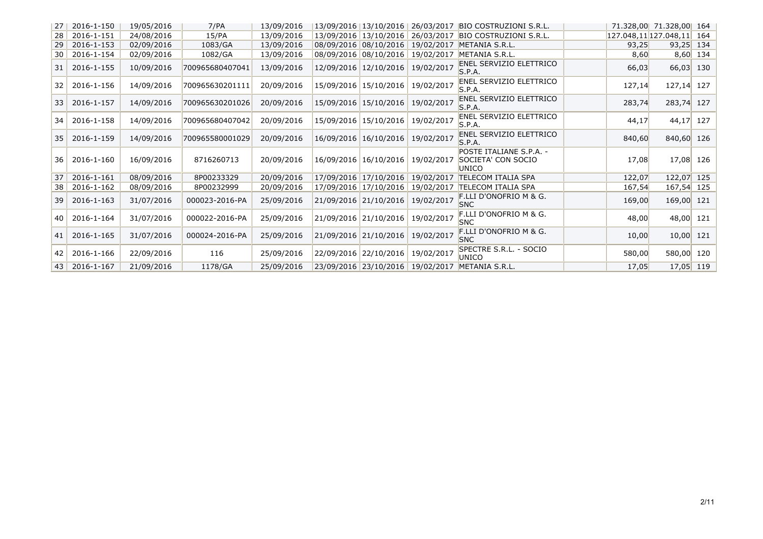| | | | | | | | | | | | | |
|---|---|---|---|---|---|---|---|---|---|---|---|---|
| 27 | 2016-1-150 | 19/05/2016 | 7/PA | 13/09/2016 | 13/09/2016 | 13/10/2016 | 26/03/2017 | BIO COSTRUZIONI S.R.L. | | 71.328,00 | 71.328,00 | 164 |
| 28 | 2016-1-151 | 24/08/2016 | 15/PA | 13/09/2016 | 13/09/2016 | 13/10/2016 | 26/03/2017 | BIO COSTRUZIONI S.R.L. | | 127.048,11 | 127.048,11 | 164 |
| 29 | 2016-1-153 | 02/09/2016 | 1083/GA | 13/09/2016 | 08/09/2016 | 08/10/2016 | 19/02/2017 | METANIA S.R.L. | | 93,25 | 93,25 | 134 |
| 30 | 2016-1-154 | 02/09/2016 | 1082/GA | 13/09/2016 | 08/09/2016 | 08/10/2016 | 19/02/2017 | METANIA S.R.L. | | 8,60 | 8,60 | 134 |
| 31 | 2016-1-155 | 10/09/2016 | 700965680407041 | 13/09/2016 | 12/09/2016 | 12/10/2016 | 19/02/2017 | ENEL SERVIZIO ELETTRICO S.P.A. | | 66,03 | 66,03 | 130 |
| 32 | 2016-1-156 | 14/09/2016 | 700965630201111 | 20/09/2016 | 15/09/2016 | 15/10/2016 | 19/02/2017 | ENEL SERVIZIO ELETTRICO S.P.A. | | 127,14 | 127,14 | 127 |
| 33 | 2016-1-157 | 14/09/2016 | 700965630201026 | 20/09/2016 | 15/09/2016 | 15/10/2016 | 19/02/2017 | ENEL SERVIZIO ELETTRICO S.P.A. | | 283,74 | 283,74 | 127 |
| 34 | 2016-1-158 | 14/09/2016 | 700965680407042 | 20/09/2016 | 15/09/2016 | 15/10/2016 | 19/02/2017 | ENEL SERVIZIO ELETTRICO S.P.A. | | 44,17 | 44,17 | 127 |
| 35 | 2016-1-159 | 14/09/2016 | 700965580001029 | 20/09/2016 | 16/09/2016 | 16/10/2016 | 19/02/2017 | ENEL SERVIZIO ELETTRICO S.P.A. | | 840,60 | 840,60 | 126 |
| 36 | 2016-1-160 | 16/09/2016 | 8716260713 | 20/09/2016 | 16/09/2016 | 16/10/2016 | 19/02/2017 | POSTE ITALIANE S.P.A. - SOCIETA' CON SOCIO UNICO | | 17,08 | 17,08 | 126 |
| 37 | 2016-1-161 | 08/09/2016 | 8P00233329 | 20/09/2016 | 17/09/2016 | 17/10/2016 | 19/02/2017 | TELECOM ITALIA SPA | | 122,07 | 122,07 | 125 |
| 38 | 2016-1-162 | 08/09/2016 | 8P00232999 | 20/09/2016 | 17/09/2016 | 17/10/2016 | 19/02/2017 | TELECOM ITALIA SPA | | 167,54 | 167,54 | 125 |
| 39 | 2016-1-163 | 31/07/2016 | 000023-2016-PA | 25/09/2016 | 21/09/2016 | 21/10/2016 | 19/02/2017 | F.LLI D'ONOFRIO M & G. SNC | | 169,00 | 169,00 | 121 |
| 40 | 2016-1-164 | 31/07/2016 | 000022-2016-PA | 25/09/2016 | 21/09/2016 | 21/10/2016 | 19/02/2017 | F.LLI D'ONOFRIO M & G. SNC | | 48,00 | 48,00 | 121 |
| 41 | 2016-1-165 | 31/07/2016 | 000024-2016-PA | 25/09/2016 | 21/09/2016 | 21/10/2016 | 19/02/2017 | F.LLI D'ONOFRIO M & G. SNC | | 10,00 | 10,00 | 121 |
| 42 | 2016-1-166 | 22/09/2016 | 116 | 25/09/2016 | 22/09/2016 | 22/10/2016 | 19/02/2017 | SPECTRE S.R.L. - SOCIO UNICO | | 580,00 | 580,00 | 120 |
| 43 | 2016-1-167 | 21/09/2016 | 1178/GA | 25/09/2016 | 23/09/2016 | 23/10/2016 | 19/02/2017 | METANIA S.R.L. | | 17,05 | 17,05 | 119 |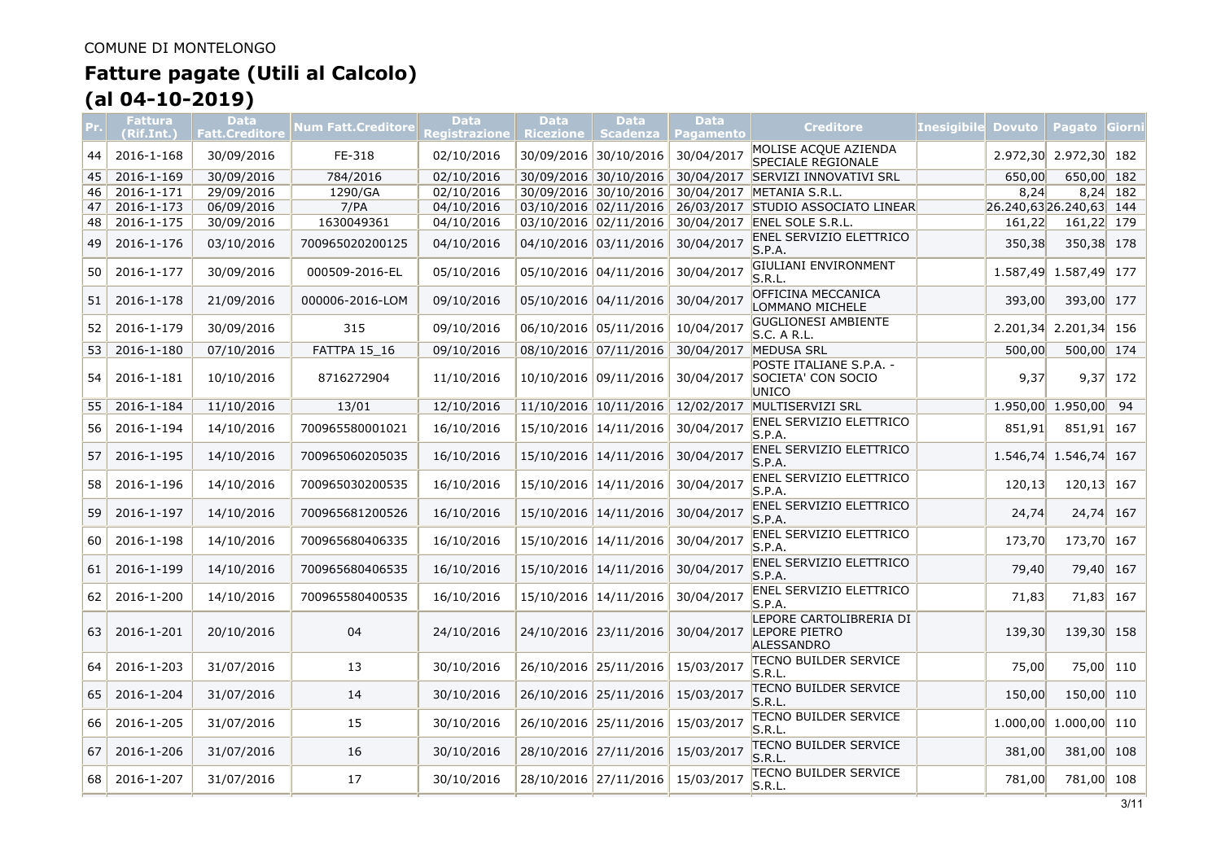COMUNE DI MONTELONGO

# Fatture pagate (Utili al Calcolo)
# (al 04-10-2019)

| Pr. | Fattura (Rif.Int.) | Data Fatt.Creditore | Num Fatt.Creditore | Data Registrazione | Data Ricezione | Data Scadenza | Data Pagamento | Creditore | Inesigibile | Dovuto | Pagato | Giorni |
|---|---|---|---|---|---|---|---|---|---|---|---|---|
| 44 | 2016-1-168 | 30/09/2016 | FE-318 | 02/10/2016 | 30/09/2016 | 30/10/2016 | 30/04/2017 | MOLISE ACQUE AZIENDA SPECIALE REGIONALE | | 2.972,30 | 2.972,30 | 182 |
| 45 | 2016-1-169 | 30/09/2016 | 784/2016 | 02/10/2016 | 30/09/2016 | 30/10/2016 | 30/04/2017 | SERVIZI INNOVATIVI SRL | | 650,00 | 650,00 | 182 |
| 46 | 2016-1-171 | 29/09/2016 | 1290/GA | 02/10/2016 | 30/09/2016 | 30/10/2016 | 30/04/2017 | METANIA S.R.L. | | 8,24 | 8,24 | 182 |
| 47 | 2016-1-173 | 06/09/2016 | 7/PA | 04/10/2016 | 03/10/2016 | 02/11/2016 | 26/03/2017 | STUDIO ASSOCIATO LINEAR | | 26.240,63 | 26.240,63 | 144 |
| 48 | 2016-1-175 | 30/09/2016 | 1630049361 | 04/10/2016 | 03/10/2016 | 02/11/2016 | 30/04/2017 | ENEL SOLE S.R.L. | | 161,22 | 161,22 | 179 |
| 49 | 2016-1-176 | 03/10/2016 | 700965020200125 | 04/10/2016 | 04/10/2016 | 03/11/2016 | 30/04/2017 | ENEL SERVIZIO ELETTRICO S.P.A. | | 350,38 | 350,38 | 178 |
| 50 | 2016-1-177 | 30/09/2016 | 000509-2016-EL | 05/10/2016 | 05/10/2016 | 04/11/2016 | 30/04/2017 | GIULIANI ENVIRONMENT S.R.L. | | 1.587,49 | 1.587,49 | 177 |
| 51 | 2016-1-178 | 21/09/2016 | 000006-2016-LOM | 09/10/2016 | 05/10/2016 | 04/11/2016 | 30/04/2017 | OFFICINA MECCANICA LOMMANO MICHELE | | 393,00 | 393,00 | 177 |
| 52 | 2016-1-179 | 30/09/2016 | 315 | 09/10/2016 | 06/10/2016 | 05/11/2016 | 10/04/2017 | GUGLIONESI AMBIENTE S.C. A R.L. | | 2.201,34 | 2.201,34 | 156 |
| 53 | 2016-1-180 | 07/10/2016 | FATTPA 15_16 | 09/10/2016 | 08/10/2016 | 07/11/2016 | 30/04/2017 | MEDUSA SRL | | 500,00 | 500,00 | 174 |
| 54 | 2016-1-181 | 10/10/2016 | 8716272904 | 11/10/2016 | 10/10/2016 | 09/11/2016 | 30/04/2017 | POSTE ITALIANE S.P.A. - SOCIETA' CON SOCIO UNICO | | 9,37 | 9,37 | 172 |
| 55 | 2016-1-184 | 11/10/2016 | 13/01 | 12/10/2016 | 11/10/2016 | 10/11/2016 | 12/02/2017 | MULTISERVIZI SRL | | 1.950,00 | 1.950,00 | 94 |
| 56 | 2016-1-194 | 14/10/2016 | 700965580001021 | 16/10/2016 | 15/10/2016 | 14/11/2016 | 30/04/2017 | ENEL SERVIZIO ELETTRICO S.P.A. | | 851,91 | 851,91 | 167 |
| 57 | 2016-1-195 | 14/10/2016 | 700965060205035 | 16/10/2016 | 15/10/2016 | 14/11/2016 | 30/04/2017 | ENEL SERVIZIO ELETTRICO S.P.A. | | 1.546,74 | 1.546,74 | 167 |
| 58 | 2016-1-196 | 14/10/2016 | 700965030200535 | 16/10/2016 | 15/10/2016 | 14/11/2016 | 30/04/2017 | ENEL SERVIZIO ELETTRICO S.P.A. | | 120,13 | 120,13 | 167 |
| 59 | 2016-1-197 | 14/10/2016 | 700965681200526 | 16/10/2016 | 15/10/2016 | 14/11/2016 | 30/04/2017 | ENEL SERVIZIO ELETTRICO S.P.A. | | 24,74 | 24,74 | 167 |
| 60 | 2016-1-198 | 14/10/2016 | 700965680406335 | 16/10/2016 | 15/10/2016 | 14/11/2016 | 30/04/2017 | ENEL SERVIZIO ELETTRICO S.P.A. | | 173,70 | 173,70 | 167 |
| 61 | 2016-1-199 | 14/10/2016 | 700965680406535 | 16/10/2016 | 15/10/2016 | 14/11/2016 | 30/04/2017 | ENEL SERVIZIO ELETTRICO S.P.A. | | 79,40 | 79,40 | 167 |
| 62 | 2016-1-200 | 14/10/2016 | 700965580400535 | 16/10/2016 | 15/10/2016 | 14/11/2016 | 30/04/2017 | ENEL SERVIZIO ELETTRICO S.P.A. | | 71,83 | 71,83 | 167 |
| 63 | 2016-1-201 | 20/10/2016 | 04 | 24/10/2016 | 24/10/2016 | 23/11/2016 | 30/04/2017 | LEPORE CARTOLIBRERIA DI LEPORE PIETRO ALESSANDRO | | 139,30 | 139,30 | 158 |
| 64 | 2016-1-203 | 31/07/2016 | 13 | 30/10/2016 | 26/10/2016 | 25/11/2016 | 15/03/2017 | TECNO BUILDER SERVICE S.R.L. | | 75,00 | 75,00 | 110 |
| 65 | 2016-1-204 | 31/07/2016 | 14 | 30/10/2016 | 26/10/2016 | 25/11/2016 | 15/03/2017 | TECNO BUILDER SERVICE S.R.L. | | 150,00 | 150,00 | 110 |
| 66 | 2016-1-205 | 31/07/2016 | 15 | 30/10/2016 | 26/10/2016 | 25/11/2016 | 15/03/2017 | TECNO BUILDER SERVICE S.R.L. | | 1.000,00 | 1.000,00 | 110 |
| 67 | 2016-1-206 | 31/07/2016 | 16 | 30/10/2016 | 28/10/2016 | 27/11/2016 | 15/03/2017 | TECNO BUILDER SERVICE S.R.L. | | 381,00 | 381,00 | 108 |
| 68 | 2016-1-207 | 31/07/2016 | 17 | 30/10/2016 | 28/10/2016 | 27/11/2016 | 15/03/2017 | TECNO BUILDER SERVICE S.R.L. | | 781,00 | 781,00 | 108 |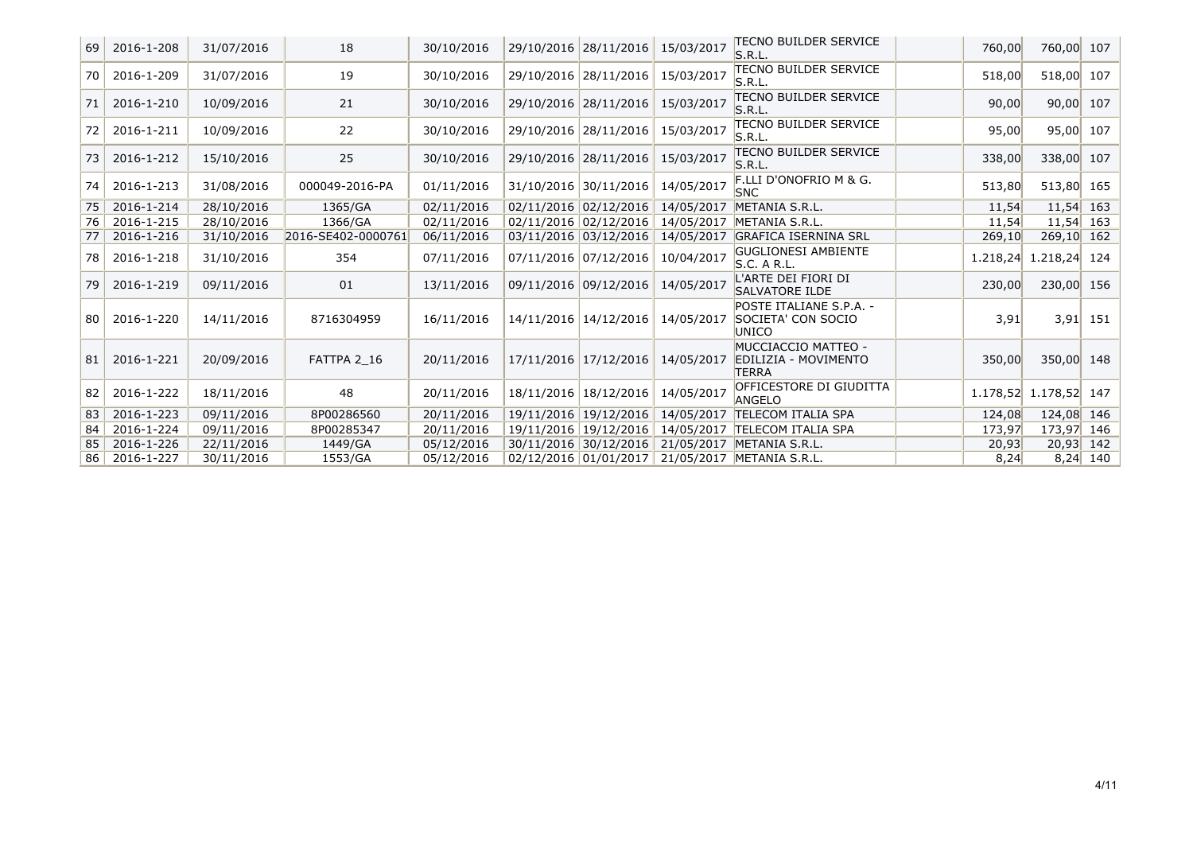| | | | | | | | | | | | | |
|---|---|---|---|---|---|---|---|---|---|---|---|---|
| 69 | 2016-1-208 | 31/07/2016 | 18 | 30/10/2016 | 29/10/2016 | 28/11/2016 | 15/03/2017 | TECNO BUILDER SERVICE S.R.L. | | 760,00 | 760,00 | 107 |
| 70 | 2016-1-209 | 31/07/2016 | 19 | 30/10/2016 | 29/10/2016 | 28/11/2016 | 15/03/2017 | TECNO BUILDER SERVICE S.R.L. | | 518,00 | 518,00 | 107 |
| 71 | 2016-1-210 | 10/09/2016 | 21 | 30/10/2016 | 29/10/2016 | 28/11/2016 | 15/03/2017 | TECNO BUILDER SERVICE S.R.L. | | 90,00 | 90,00 | 107 |
| 72 | 2016-1-211 | 10/09/2016 | 22 | 30/10/2016 | 29/10/2016 | 28/11/2016 | 15/03/2017 | TECNO BUILDER SERVICE S.R.L. | | 95,00 | 95,00 | 107 |
| 73 | 2016-1-212 | 15/10/2016 | 25 | 30/10/2016 | 29/10/2016 | 28/11/2016 | 15/03/2017 | TECNO BUILDER SERVICE S.R.L. | | 338,00 | 338,00 | 107 |
| 74 | 2016-1-213 | 31/08/2016 | 000049-2016-PA | 01/11/2016 | 31/10/2016 | 30/11/2016 | 14/05/2017 | F.LLI D'ONOFRIO M & G. SNC | | 513,80 | 513,80 | 165 |
| 75 | 2016-1-214 | 28/10/2016 | 1365/GA | 02/11/2016 | 02/11/2016 | 02/12/2016 | 14/05/2017 | METANIA S.R.L. | | 11,54 | 11,54 | 163 |
| 76 | 2016-1-215 | 28/10/2016 | 1366/GA | 02/11/2016 | 02/11/2016 | 02/12/2016 | 14/05/2017 | METANIA S.R.L. | | 11,54 | 11,54 | 163 |
| 77 | 2016-1-216 | 31/10/2016 | 2016-SE402-0000761 | 06/11/2016 | 03/11/2016 | 03/12/2016 | 14/05/2017 | GRAFICA ISERNINA SRL | | 269,10 | 269,10 | 162 |
| 78 | 2016-1-218 | 31/10/2016 | 354 | 07/11/2016 | 07/11/2016 | 07/12/2016 | 10/04/2017 | GUGLIONESI AMBIENTE S.C. A R.L. | | 1.218,24 | 1.218,24 | 124 |
| 79 | 2016-1-219 | 09/11/2016 | 01 | 13/11/2016 | 09/11/2016 | 09/12/2016 | 14/05/2017 | L'ARTE DEI FIORI DI SALVATORE ILDE | | 230,00 | 230,00 | 156 |
| 80 | 2016-1-220 | 14/11/2016 | 8716304959 | 16/11/2016 | 14/11/2016 | 14/12/2016 | 14/05/2017 | POSTE ITALIANE S.P.A. - SOCIETA' CON SOCIO UNICO | | 3,91 | 3,91 | 151 |
| 81 | 2016-1-221 | 20/09/2016 | FATTPA 2_16 | 20/11/2016 | 17/11/2016 | 17/12/2016 | 14/05/2017 | MUCCIACCIO MATTEO - EDILIZIA - MOVIMENTO TERRA | | 350,00 | 350,00 | 148 |
| 82 | 2016-1-222 | 18/11/2016 | 48 | 20/11/2016 | 18/11/2016 | 18/12/2016 | 14/05/2017 | OFFICESTORE DI GIUDITTA ANGELO | | 1.178,52 | 1.178,52 | 147 |
| 83 | 2016-1-223 | 09/11/2016 | 8P00286560 | 20/11/2016 | 19/11/2016 | 19/12/2016 | 14/05/2017 | TELECOM ITALIA SPA | | 124,08 | 124,08 | 146 |
| 84 | 2016-1-224 | 09/11/2016 | 8P00285347 | 20/11/2016 | 19/11/2016 | 19/12/2016 | 14/05/2017 | TELECOM ITALIA SPA | | 173,97 | 173,97 | 146 |
| 85 | 2016-1-226 | 22/11/2016 | 1449/GA | 05/12/2016 | 30/11/2016 | 30/12/2016 | 21/05/2017 | METANIA S.R.L. | | 20,93 | 20,93 | 142 |
| 86 | 2016-1-227 | 30/11/2016 | 1553/GA | 05/12/2016 | 02/12/2016 | 01/01/2017 | 21/05/2017 | METANIA S.R.L. | | 8,24 | 8,24 | 140 |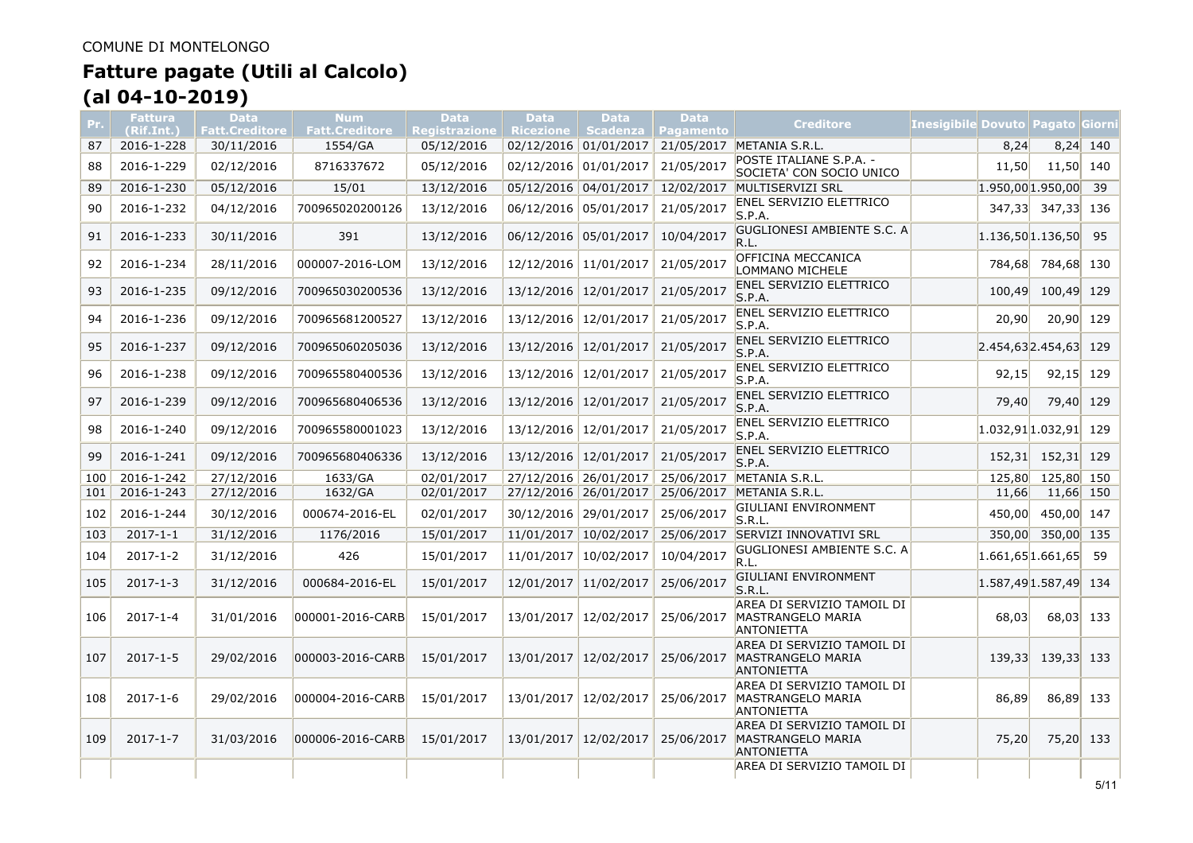COMUNE DI MONTELONGO

# Fatture pagate (Utili al Calcolo)
# (al 04-10-2019)

| Pr. | Fattura (Rif.Int.) | Data Fatt.Creditore | Num Fatt.Creditore | Data Registrazione | Data Ricezione | Data Scadenza | Data Pagamento | Creditore | Inesigibile | Dovuto | Pagato | Giorni |
|---|---|---|---|---|---|---|---|---|---|---|---|---|
| 87 | 2016-1-228 | 30/11/2016 | 1554/GA | 05/12/2016 | 02/12/2016 | 01/01/2017 | 21/05/2017 | METANIA S.R.L. | | 8,24 | 8,24 | 140 |
| 88 | 2016-1-229 | 02/12/2016 | 8716337672 | 05/12/2016 | 02/12/2016 | 01/01/2017 | 21/05/2017 | POSTE ITALIANE S.P.A. - SOCIETA' CON SOCIO UNICO | | 11,50 | 11,50 | 140 |
| 89 | 2016-1-230 | 05/12/2016 | 15/01 | 13/12/2016 | 05/12/2016 | 04/01/2017 | 12/02/2017 | MULTISERVIZI SRL | | 1.950,00 | 1.950,00 | 39 |
| 90 | 2016-1-232 | 04/12/2016 | 700965020200126 | 13/12/2016 | 06/12/2016 | 05/01/2017 | 21/05/2017 | ENEL SERVIZIO ELETTRICO S.P.A. | | 347,33 | 347,33 | 136 |
| 91 | 2016-1-233 | 30/11/2016 | 391 | 13/12/2016 | 06/12/2016 | 05/01/2017 | 10/04/2017 | GUGLIONESI AMBIENTE S.C. A R.L. | | 1.136,50 | 1.136,50 | 95 |
| 92 | 2016-1-234 | 28/11/2016 | 000007-2016-LOM | 13/12/2016 | 12/12/2016 | 11/01/2017 | 21/05/2017 | OFFICINA MECCANICA LOMMANO MICHELE | | 784,68 | 784,68 | 130 |
| 93 | 2016-1-235 | 09/12/2016 | 700965030200536 | 13/12/2016 | 13/12/2016 | 12/01/2017 | 21/05/2017 | ENEL SERVIZIO ELETTRICO S.P.A. | | 100,49 | 100,49 | 129 |
| 94 | 2016-1-236 | 09/12/2016 | 700965681200527 | 13/12/2016 | 13/12/2016 | 12/01/2017 | 21/05/2017 | ENEL SERVIZIO ELETTRICO S.P.A. | | 20,90 | 20,90 | 129 |
| 95 | 2016-1-237 | 09/12/2016 | 700965060205036 | 13/12/2016 | 13/12/2016 | 12/01/2017 | 21/05/2017 | ENEL SERVIZIO ELETTRICO S.P.A. | | 2.454,63 | 2.454,63 | 129 |
| 96 | 2016-1-238 | 09/12/2016 | 700965580400536 | 13/12/2016 | 13/12/2016 | 12/01/2017 | 21/05/2017 | ENEL SERVIZIO ELETTRICO S.P.A. | | 92,15 | 92,15 | 129 |
| 97 | 2016-1-239 | 09/12/2016 | 700965680406536 | 13/12/2016 | 13/12/2016 | 12/01/2017 | 21/05/2017 | ENEL SERVIZIO ELETTRICO S.P.A. | | 79,40 | 79,40 | 129 |
| 98 | 2016-1-240 | 09/12/2016 | 700965580001023 | 13/12/2016 | 13/12/2016 | 12/01/2017 | 21/05/2017 | ENEL SERVIZIO ELETTRICO S.P.A. | | 1.032,91 | 1.032,91 | 129 |
| 99 | 2016-1-241 | 09/12/2016 | 700965680406336 | 13/12/2016 | 13/12/2016 | 12/01/2017 | 21/05/2017 | ENEL SERVIZIO ELETTRICO S.P.A. | | 152,31 | 152,31 | 129 |
| 100 | 2016-1-242 | 27/12/2016 | 1633/GA | 02/01/2017 | 27/12/2016 | 26/01/2017 | 25/06/2017 | METANIA S.R.L. | | 125,80 | 125,80 | 150 |
| 101 | 2016-1-243 | 27/12/2016 | 1632/GA | 02/01/2017 | 27/12/2016 | 26/01/2017 | 25/06/2017 | METANIA S.R.L. | | 11,66 | 11,66 | 150 |
| 102 | 2016-1-244 | 30/12/2016 | 000674-2016-EL | 02/01/2017 | 30/12/2016 | 29/01/2017 | 25/06/2017 | GIULIANI ENVIRONMENT S.R.L. | | 450,00 | 450,00 | 147 |
| 103 | 2017-1-1 | 31/12/2016 | 1176/2016 | 15/01/2017 | 11/01/2017 | 10/02/2017 | 25/06/2017 | SERVIZI INNOVATIVI SRL | | 350,00 | 350,00 | 135 |
| 104 | 2017-1-2 | 31/12/2016 | 426 | 15/01/2017 | 11/01/2017 | 10/02/2017 | 10/04/2017 | GUGLIONESI AMBIENTE S.C. A R.L. | | 1.661,65 | 1.661,65 | 59 |
| 105 | 2017-1-3 | 31/12/2016 | 000684-2016-EL | 15/01/2017 | 12/01/2017 | 11/02/2017 | 25/06/2017 | GIULIANI ENVIRONMENT S.R.L. | | 1.587,49 | 1.587,49 | 134 |
| 106 | 2017-1-4 | 31/01/2016 | 000001-2016-CARB | 15/01/2017 | 13/01/2017 | 12/02/2017 | 25/06/2017 | AREA DI SERVIZIO TAMOIL DI MASTRANGELO MARIA ANTONIETTA | | 68,03 | 68,03 | 133 |
| 107 | 2017-1-5 | 29/02/2016 | 000003-2016-CARB | 15/01/2017 | 13/01/2017 | 12/02/2017 | 25/06/2017 | AREA DI SERVIZIO TAMOIL DI MASTRANGELO MARIA ANTONIETTA | | 139,33 | 139,33 | 133 |
| 108 | 2017-1-6 | 29/02/2016 | 000004-2016-CARB | 15/01/2017 | 13/01/2017 | 12/02/2017 | 25/06/2017 | AREA DI SERVIZIO TAMOIL DI MASTRANGELO MARIA ANTONIETTA | | 86,89 | 86,89 | 133 |
| 109 | 2017-1-7 | 31/03/2016 | 000006-2016-CARB | 15/01/2017 | 13/01/2017 | 12/02/2017 | 25/06/2017 | AREA DI SERVIZIO TAMOIL DI MASTRANGELO MARIA ANTONIETTA | | 75,20 | 75,20 | 133 |
| | | | | | | | | AREA DI SERVIZIO TAMOIL DI | | | | |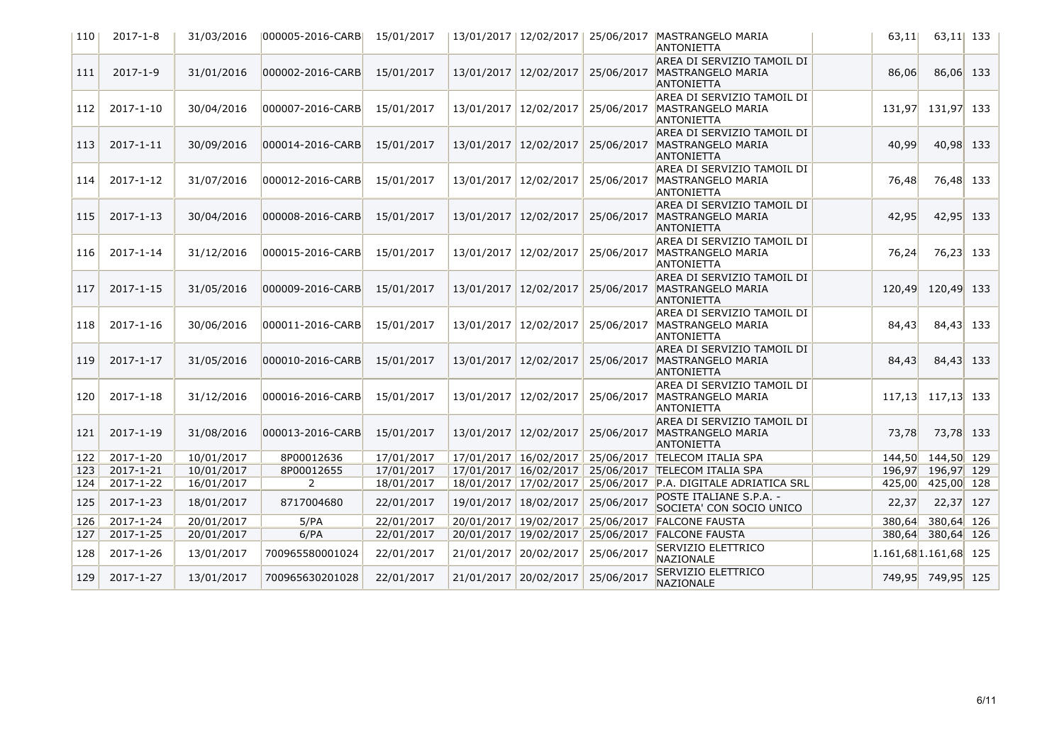| | | | | | | | | | | | | |
|---|---|---|---|---|---|---|---|---|---|---|---|---|
| 110 | 2017-1-8 | 31/03/2016 | 000005-2016-CARB | 15/01/2017 | 13/01/2017 | 12/02/2017 | 25/06/2017 | MASTRANGELO MARIA ANTONIETTA | | 63,11 | 63,11 | 133 |
| 111 | 2017-1-9 | 31/01/2016 | 000002-2016-CARB | 15/01/2017 | 13/01/2017 | 12/02/2017 | 25/06/2017 | AREA DI SERVIZIO TAMOIL DI MASTRANGELO MARIA ANTONIETTA | | 86,06 | 86,06 | 133 |
| 112 | 2017-1-10 | 30/04/2016 | 000007-2016-CARB | 15/01/2017 | 13/01/2017 | 12/02/2017 | 25/06/2017 | AREA DI SERVIZIO TAMOIL DI MASTRANGELO MARIA ANTONIETTA | | 131,97 | 131,97 | 133 |
| 113 | 2017-1-11 | 30/09/2016 | 000014-2016-CARB | 15/01/2017 | 13/01/2017 | 12/02/2017 | 25/06/2017 | AREA DI SERVIZIO TAMOIL DI MASTRANGELO MARIA ANTONIETTA | | 40,99 | 40,98 | 133 |
| 114 | 2017-1-12 | 31/07/2016 | 000012-2016-CARB | 15/01/2017 | 13/01/2017 | 12/02/2017 | 25/06/2017 | AREA DI SERVIZIO TAMOIL DI MASTRANGELO MARIA ANTONIETTA | | 76,48 | 76,48 | 133 |
| 115 | 2017-1-13 | 30/04/2016 | 000008-2016-CARB | 15/01/2017 | 13/01/2017 | 12/02/2017 | 25/06/2017 | AREA DI SERVIZIO TAMOIL DI MASTRANGELO MARIA ANTONIETTA | | 42,95 | 42,95 | 133 |
| 116 | 2017-1-14 | 31/12/2016 | 000015-2016-CARB | 15/01/2017 | 13/01/2017 | 12/02/2017 | 25/06/2017 | AREA DI SERVIZIO TAMOIL DI MASTRANGELO MARIA ANTONIETTA | | 76,24 | 76,23 | 133 |
| 117 | 2017-1-15 | 31/05/2016 | 000009-2016-CARB | 15/01/2017 | 13/01/2017 | 12/02/2017 | 25/06/2017 | AREA DI SERVIZIO TAMOIL DI MASTRANGELO MARIA ANTONIETTA | | 120,49 | 120,49 | 133 |
| 118 | 2017-1-16 | 30/06/2016 | 000011-2016-CARB | 15/01/2017 | 13/01/2017 | 12/02/2017 | 25/06/2017 | AREA DI SERVIZIO TAMOIL DI MASTRANGELO MARIA ANTONIETTA | | 84,43 | 84,43 | 133 |
| 119 | 2017-1-17 | 31/05/2016 | 000010-2016-CARB | 15/01/2017 | 13/01/2017 | 12/02/2017 | 25/06/2017 | AREA DI SERVIZIO TAMOIL DI MASTRANGELO MARIA ANTONIETTA | | 84,43 | 84,43 | 133 |
| 120 | 2017-1-18 | 31/12/2016 | 000016-2016-CARB | 15/01/2017 | 13/01/2017 | 12/02/2017 | 25/06/2017 | AREA DI SERVIZIO TAMOIL DI MASTRANGELO MARIA ANTONIETTA | | 117,13 | 117,13 | 133 |
| 121 | 2017-1-19 | 31/08/2016 | 000013-2016-CARB | 15/01/2017 | 13/01/2017 | 12/02/2017 | 25/06/2017 | AREA DI SERVIZIO TAMOIL DI MASTRANGELO MARIA ANTONIETTA | | 73,78 | 73,78 | 133 |
| 122 | 2017-1-20 | 10/01/2017 | 8P00012636 | 17/01/2017 | 17/01/2017 | 16/02/2017 | 25/06/2017 | TELECOM ITALIA SPA | | 144,50 | 144,50 | 129 |
| 123 | 2017-1-21 | 10/01/2017 | 8P00012655 | 17/01/2017 | 17/01/2017 | 16/02/2017 | 25/06/2017 | TELECOM ITALIA SPA | | 196,97 | 196,97 | 129 |
| 124 | 2017-1-22 | 16/01/2017 | 2 | 18/01/2017 | 18/01/2017 | 17/02/2017 | 25/06/2017 | P.A. DIGITALE ADRIATICA SRL | | 425,00 | 425,00 | 128 |
| 125 | 2017-1-23 | 18/01/2017 | 8717004680 | 22/01/2017 | 19/01/2017 | 18/02/2017 | 25/06/2017 | POSTE ITALIANE S.P.A. - SOCIETA' CON SOCIO UNICO | | 22,37 | 22,37 | 127 |
| 126 | 2017-1-24 | 20/01/2017 | 5/PA | 22/01/2017 | 20/01/2017 | 19/02/2017 | 25/06/2017 | FALCONE FAUSTA | | 380,64 | 380,64 | 126 |
| 127 | 2017-1-25 | 20/01/2017 | 6/PA | 22/01/2017 | 20/01/2017 | 19/02/2017 | 25/06/2017 | FALCONE FAUSTA | | 380,64 | 380,64 | 126 |
| 128 | 2017-1-26 | 13/01/2017 | 700965580001024 | 22/01/2017 | 21/01/2017 | 20/02/2017 | 25/06/2017 | SERVIZIO ELETTRICO NAZIONALE | | 1.161,68 | 1.161,68 | 125 |
| 129 | 2017-1-27 | 13/01/2017 | 700965630201028 | 22/01/2017 | 21/01/2017 | 20/02/2017 | 25/06/2017 | SERVIZIO ELETTRICO NAZIONALE | | 749,95 | 749,95 | 125 |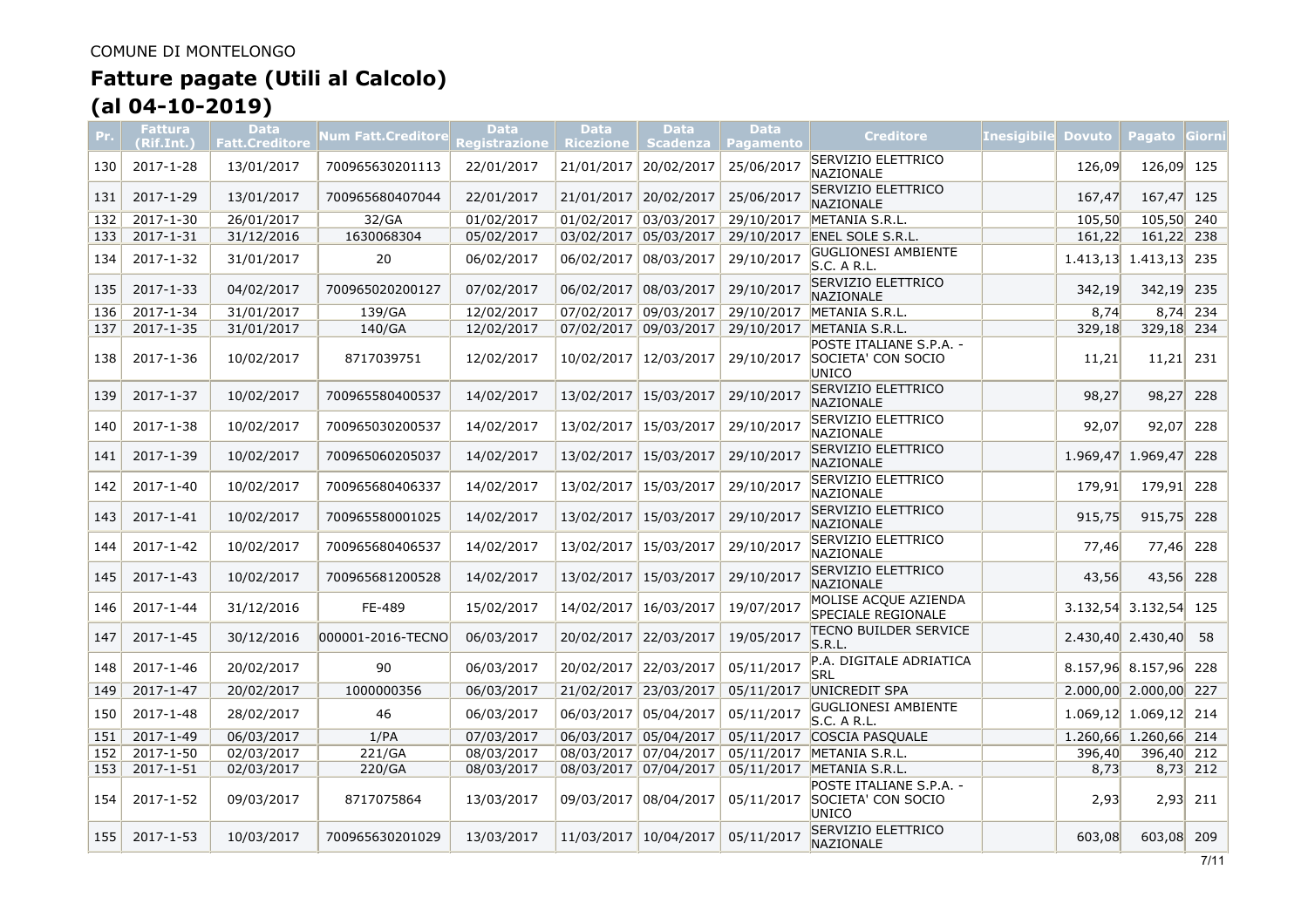COMUNE DI MONTELONGO

# Fatture pagate (Utili al Calcolo)
# (al 04-10-2019)

| Pr. | Fattura (Rif.Int.) | Data Fatt.Creditore | Num Fatt.Creditore | Data Registrazione | Data Ricezione | Data Scadenza | Data Pagamento | Creditore | Inesigibile | Dovuto | Pagato | Giorni |
|---|---|---|---|---|---|---|---|---|---|---|---|---|
| 130 | 2017-1-28 | 13/01/2017 | 700965630201113 | 22/01/2017 | 21/01/2017 | 20/02/2017 | 25/06/2017 | SERVIZIO ELETTRICO NAZIONALE | | 126,09 | 126,09 | 125 |
| 131 | 2017-1-29 | 13/01/2017 | 700965680407044 | 22/01/2017 | 21/01/2017 | 20/02/2017 | 25/06/2017 | SERVIZIO ELETTRICO NAZIONALE | | 167,47 | 167,47 | 125 |
| 132 | 2017-1-30 | 26/01/2017 | 32/GA | 01/02/2017 | 01/02/2017 | 03/03/2017 | 29/10/2017 | METANIA S.R.L. | | 105,50 | 105,50 | 240 |
| 133 | 2017-1-31 | 31/12/2016 | 1630068304 | 05/02/2017 | 03/02/2017 | 05/03/2017 | 29/10/2017 | ENEL SOLE S.R.L. | | 161,22 | 161,22 | 238 |
| 134 | 2017-1-32 | 31/01/2017 | 20 | 06/02/2017 | 06/02/2017 | 08/03/2017 | 29/10/2017 | GUGLIONESI AMBIENTE S.C. A R.L. | | 1.413,13 | 1.413,13 | 235 |
| 135 | 2017-1-33 | 04/02/2017 | 700965020200127 | 07/02/2017 | 06/02/2017 | 08/03/2017 | 29/10/2017 | SERVIZIO ELETTRICO NAZIONALE | | 342,19 | 342,19 | 235 |
| 136 | 2017-1-34 | 31/01/2017 | 139/GA | 12/02/2017 | 07/02/2017 | 09/03/2017 | 29/10/2017 | METANIA S.R.L. | | 8,74 | 8,74 | 234 |
| 137 | 2017-1-35 | 31/01/2017 | 140/GA | 12/02/2017 | 07/02/2017 | 09/03/2017 | 29/10/2017 | METANIA S.R.L. | | 329,18 | 329,18 | 234 |
| 138 | 2017-1-36 | 10/02/2017 | 8717039751 | 12/02/2017 | 10/02/2017 | 12/03/2017 | 29/10/2017 | POSTE ITALIANE S.P.A. - SOCIETA' CON SOCIO UNICO | | 11,21 | 11,21 | 231 |
| 139 | 2017-1-37 | 10/02/2017 | 700965580400537 | 14/02/2017 | 13/02/2017 | 15/03/2017 | 29/10/2017 | SERVIZIO ELETTRICO NAZIONALE | | 98,27 | 98,27 | 228 |
| 140 | 2017-1-38 | 10/02/2017 | 700965030200537 | 14/02/2017 | 13/02/2017 | 15/03/2017 | 29/10/2017 | SERVIZIO ELETTRICO NAZIONALE | | 92,07 | 92,07 | 228 |
| 141 | 2017-1-39 | 10/02/2017 | 700965060205037 | 14/02/2017 | 13/02/2017 | 15/03/2017 | 29/10/2017 | SERVIZIO ELETTRICO NAZIONALE | | 1.969,47 | 1.969,47 | 228 |
| 142 | 2017-1-40 | 10/02/2017 | 700965680406337 | 14/02/2017 | 13/02/2017 | 15/03/2017 | 29/10/2017 | SERVIZIO ELETTRICO NAZIONALE | | 179,91 | 179,91 | 228 |
| 143 | 2017-1-41 | 10/02/2017 | 700965580001025 | 14/02/2017 | 13/02/2017 | 15/03/2017 | 29/10/2017 | SERVIZIO ELETTRICO NAZIONALE | | 915,75 | 915,75 | 228 |
| 144 | 2017-1-42 | 10/02/2017 | 700965680406537 | 14/02/2017 | 13/02/2017 | 15/03/2017 | 29/10/2017 | SERVIZIO ELETTRICO NAZIONALE | | 77,46 | 77,46 | 228 |
| 145 | 2017-1-43 | 10/02/2017 | 700965681200528 | 14/02/2017 | 13/02/2017 | 15/03/2017 | 29/10/2017 | SERVIZIO ELETTRICO NAZIONALE | | 43,56 | 43,56 | 228 |
| 146 | 2017-1-44 | 31/12/2016 | FE-489 | 15/02/2017 | 14/02/2017 | 16/03/2017 | 19/07/2017 | MOLISE ACQUE AZIENDA SPECIALE REGIONALE | | 3.132,54 | 3.132,54 | 125 |
| 147 | 2017-1-45 | 30/12/2016 | 000001-2016-TECNO | 06/03/2017 | 20/02/2017 | 22/03/2017 | 19/05/2017 | TECNO BUILDER SERVICE S.R.L. | | 2.430,40 | 2.430,40 | 58 |
| 148 | 2017-1-46 | 20/02/2017 | 90 | 06/03/2017 | 20/02/2017 | 22/03/2017 | 05/11/2017 | P.A. DIGITALE ADRIATICA SRL | | 8.157,96 | 8.157,96 | 228 |
| 149 | 2017-1-47 | 20/02/2017 | 1000000356 | 06/03/2017 | 21/02/2017 | 23/03/2017 | 05/11/2017 | UNICREDIT SPA | | 2.000,00 | 2.000,00 | 227 |
| 150 | 2017-1-48 | 28/02/2017 | 46 | 06/03/2017 | 06/03/2017 | 05/04/2017 | 05/11/2017 | GUGLIONESI AMBIENTE S.C. A R.L. | | 1.069,12 | 1.069,12 | 214 |
| 151 | 2017-1-49 | 06/03/2017 | 1/PA | 07/03/2017 | 06/03/2017 | 05/04/2017 | 05/11/2017 | COSCIA PASQUALE | | 1.260,66 | 1.260,66 | 214 |
| 152 | 2017-1-50 | 02/03/2017 | 221/GA | 08/03/2017 | 08/03/2017 | 07/04/2017 | 05/11/2017 | METANIA S.R.L. | | 396,40 | 396,40 | 212 |
| 153 | 2017-1-51 | 02/03/2017 | 220/GA | 08/03/2017 | 08/03/2017 | 07/04/2017 | 05/11/2017 | METANIA S.R.L. | | 8,73 | 8,73 | 212 |
| 154 | 2017-1-52 | 09/03/2017 | 8717075864 | 13/03/2017 | 09/03/2017 | 08/04/2017 | 05/11/2017 | POSTE ITALIANE S.P.A. - SOCIETA' CON SOCIO UNICO | | 2,93 | 2,93 | 211 |
| 155 | 2017-1-53 | 10/03/2017 | 700965630201029 | 13/03/2017 | 11/03/2017 | 10/04/2017 | 05/11/2017 | SERVIZIO ELETTRICO NAZIONALE | | 603,08 | 603,08 | 209 |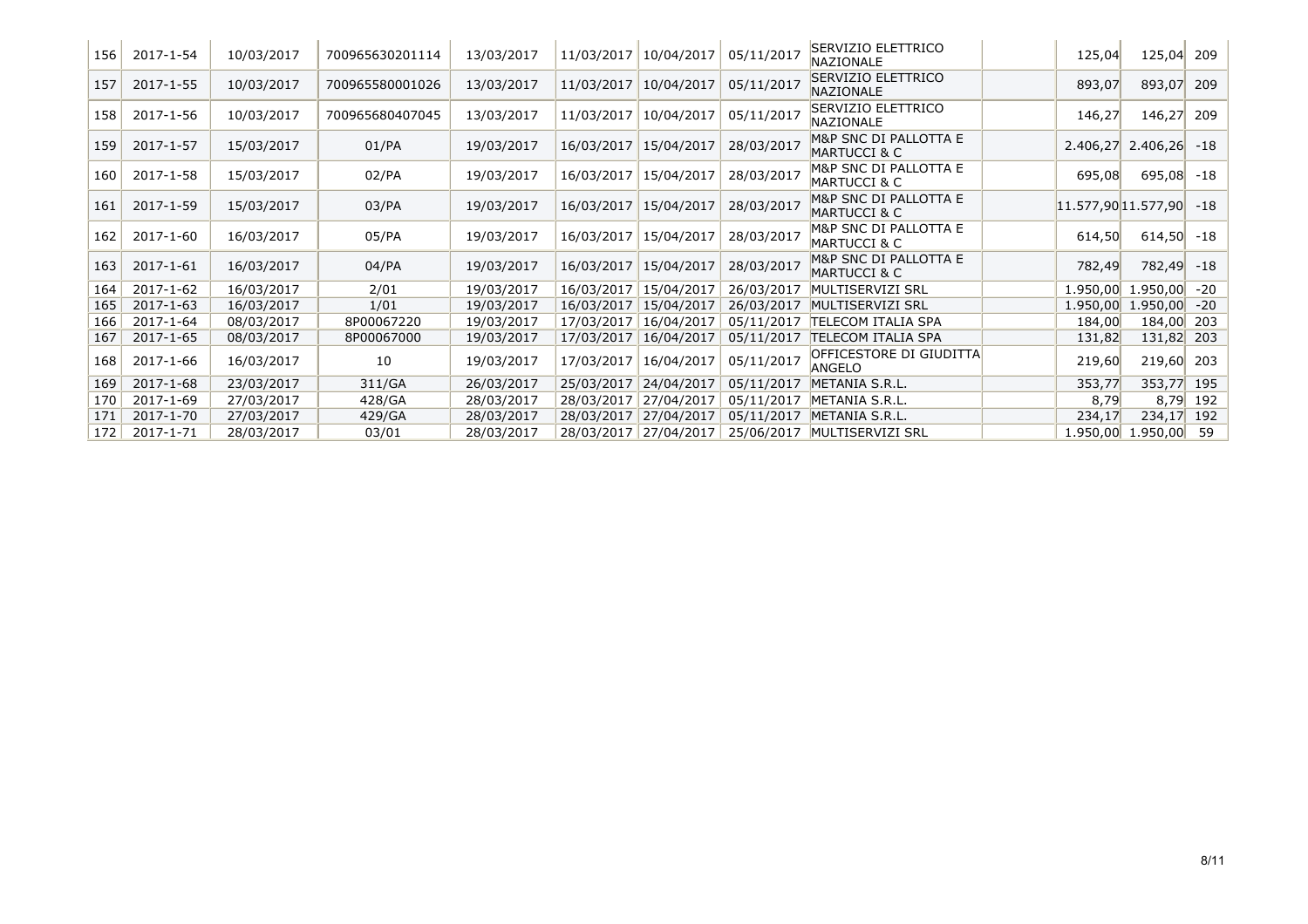| 156 | 2017-1-54 | 10/03/2017 | 700965630201114 | 13/03/2017 | 11/03/2017 | 10/04/2017 | 05/11/2017 | SERVIZIO ELETTRICO NAZIONALE | | 125,04 | 125,04 | 209 |
|---|---|---|---|---|---|---|---|---|---|---|---|---|
| 157 | 2017-1-55 | 10/03/2017 | 700965580001026 | 13/03/2017 | 11/03/2017 | 10/04/2017 | 05/11/2017 | SERVIZIO ELETTRICO NAZIONALE | | 893,07 | 893,07 | 209 |
| 158 | 2017-1-56 | 10/03/2017 | 700965680407045 | 13/03/2017 | 11/03/2017 | 10/04/2017 | 05/11/2017 | SERVIZIO ELETTRICO NAZIONALE | | 146,27 | 146,27 | 209 |
| 159 | 2017-1-57 | 15/03/2017 | 01/PA | 19/03/2017 | 16/03/2017 | 15/04/2017 | 28/03/2017 | M&P SNC DI PALLOTTA E MARTUCCI & C | | 2.406,27 | 2.406,26 | -18 |
| 160 | 2017-1-58 | 15/03/2017 | 02/PA | 19/03/2017 | 16/03/2017 | 15/04/2017 | 28/03/2017 | M&P SNC DI PALLOTTA E MARTUCCI & C | | 695,08 | 695,08 | -18 |
| 161 | 2017-1-59 | 15/03/2017 | 03/PA | 19/03/2017 | 16/03/2017 | 15/04/2017 | 28/03/2017 | M&P SNC DI PALLOTTA E MARTUCCI & C | | 11.577,90 | 11.577,90 | -18 |
| 162 | 2017-1-60 | 16/03/2017 | 05/PA | 19/03/2017 | 16/03/2017 | 15/04/2017 | 28/03/2017 | M&P SNC DI PALLOTTA E MARTUCCI & C | | 614,50 | 614,50 | -18 |
| 163 | 2017-1-61 | 16/03/2017 | 04/PA | 19/03/2017 | 16/03/2017 | 15/04/2017 | 28/03/2017 | M&P SNC DI PALLOTTA E MARTUCCI & C | | 782,49 | 782,49 | -18 |
| 164 | 2017-1-62 | 16/03/2017 | 2/01 | 19/03/2017 | 16/03/2017 | 15/04/2017 | 26/03/2017 | MULTISERVIZI SRL | | 1.950,00 | 1.950,00 | -20 |
| 165 | 2017-1-63 | 16/03/2017 | 1/01 | 19/03/2017 | 16/03/2017 | 15/04/2017 | 26/03/2017 | MULTISERVIZI SRL | | 1.950,00 | 1.950,00 | -20 |
| 166 | 2017-1-64 | 08/03/2017 | 8P00067220 | 19/03/2017 | 17/03/2017 | 16/04/2017 | 05/11/2017 | TELECOM ITALIA SPA | | 184,00 | 184,00 | 203 |
| 167 | 2017-1-65 | 08/03/2017 | 8P00067000 | 19/03/2017 | 17/03/2017 | 16/04/2017 | 05/11/2017 | TELECOM ITALIA SPA | | 131,82 | 131,82 | 203 |
| 168 | 2017-1-66 | 16/03/2017 | 10 | 19/03/2017 | 17/03/2017 | 16/04/2017 | 05/11/2017 | OFFICESTORE DI GIUDITTA ANGELO | | 219,60 | 219,60 | 203 |
| 169 | 2017-1-68 | 23/03/2017 | 311/GA | 26/03/2017 | 25/03/2017 | 24/04/2017 | 05/11/2017 | METANIA S.R.L. | | 353,77 | 353,77 | 195 |
| 170 | 2017-1-69 | 27/03/2017 | 428/GA | 28/03/2017 | 28/03/2017 | 27/04/2017 | 05/11/2017 | METANIA S.R.L. | | 8,79 | 8,79 | 192 |
| 171 | 2017-1-70 | 27/03/2017 | 429/GA | 28/03/2017 | 28/03/2017 | 27/04/2017 | 05/11/2017 | METANIA S.R.L. | | 234,17 | 234,17 | 192 |
| 172 | 2017-1-71 | 28/03/2017 | 03/01 | 28/03/2017 | 28/03/2017 | 27/04/2017 | 25/06/2017 | MULTISERVIZI SRL | | 1.950,00 | 1.950,00 | 59 |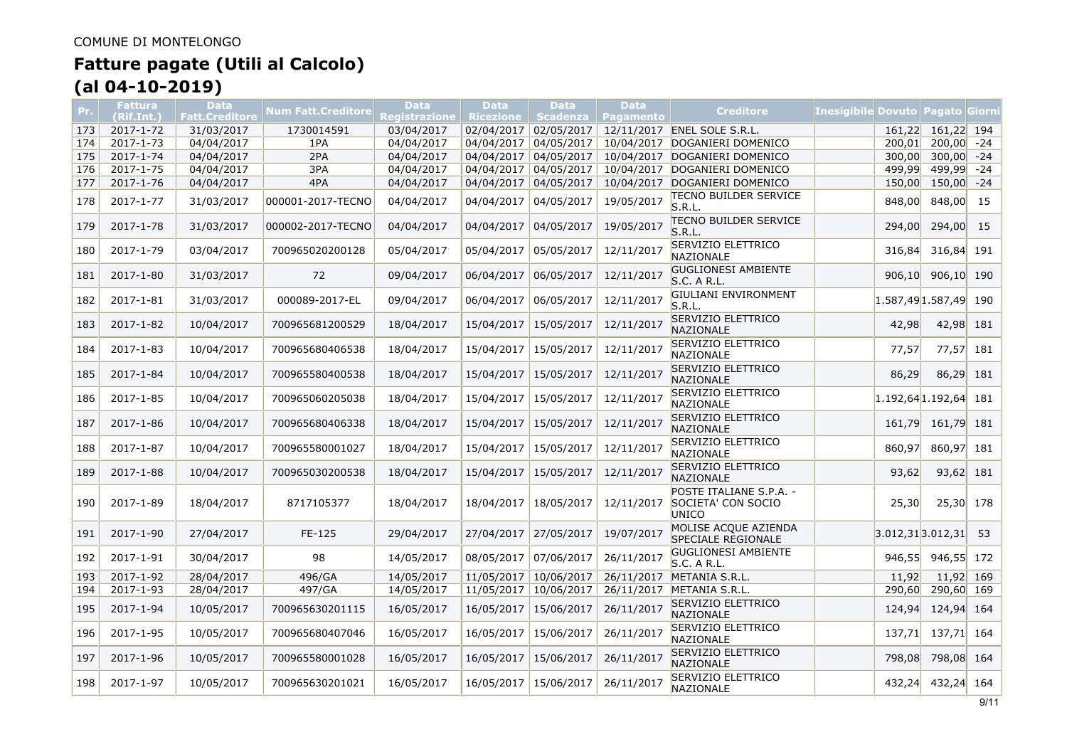COMUNE DI MONTELONGO

# Fatture pagate (Utili al Calcolo)
# (al 04-10-2019)

| Pr. | Fattura (Rif.Int.) | Data Fatt.Creditore | Num Fatt.Creditore | Data Registrazione | Data Ricezione | Data Scadenza | Data Pagamento | Creditore | Inesigibile | Dovuto | Pagato | Giorni |
|---|---|---|---|---|---|---|---|---|---|---|---|---|
| 173 | 2017-1-72 | 31/03/2017 | 1730014591 | 03/04/2017 | 02/04/2017 | 02/05/2017 | 12/11/2017 | ENEL SOLE S.R.L. | | 161,22 | 161,22 | 194 |
| 174 | 2017-1-73 | 04/04/2017 | 1PA | 04/04/2017 | 04/04/2017 | 04/05/2017 | 10/04/2017 | DOGANIERI DOMENICO | | 200,01 | 200,00 | -24 |
| 175 | 2017-1-74 | 04/04/2017 | 2PA | 04/04/2017 | 04/04/2017 | 04/05/2017 | 10/04/2017 | DOGANIERI DOMENICO | | 300,00 | 300,00 | -24 |
| 176 | 2017-1-75 | 04/04/2017 | 3PA | 04/04/2017 | 04/04/2017 | 04/05/2017 | 10/04/2017 | DOGANIERI DOMENICO | | 499,99 | 499,99 | -24 |
| 177 | 2017-1-76 | 04/04/2017 | 4PA | 04/04/2017 | 04/04/2017 | 04/05/2017 | 10/04/2017 | DOGANIERI DOMENICO | | 150,00 | 150,00 | -24 |
| 178 | 2017-1-77 | 31/03/2017 | 000001-2017-TECNO | 04/04/2017 | 04/04/2017 | 04/05/2017 | 19/05/2017 | TECNO BUILDER SERVICE S.R.L. | | 848,00 | 848,00 | 15 |
| 179 | 2017-1-78 | 31/03/2017 | 000002-2017-TECNO | 04/04/2017 | 04/04/2017 | 04/05/2017 | 19/05/2017 | TECNO BUILDER SERVICE S.R.L. | | 294,00 | 294,00 | 15 |
| 180 | 2017-1-79 | 03/04/2017 | 700965020200128 | 05/04/2017 | 05/04/2017 | 05/05/2017 | 12/11/2017 | SERVIZIO ELETTRICO NAZIONALE | | 316,84 | 316,84 | 191 |
| 181 | 2017-1-80 | 31/03/2017 | 72 | 09/04/2017 | 06/04/2017 | 06/05/2017 | 12/11/2017 | GUGLIONESI AMBIENTE S.C. A R.L. | | 906,10 | 906,10 | 190 |
| 182 | 2017-1-81 | 31/03/2017 | 000089-2017-EL | 09/04/2017 | 06/04/2017 | 06/05/2017 | 12/11/2017 | GIULIANI ENVIRONMENT S.R.L. | | 1.587,49 | 1.587,49 | 190 |
| 183 | 2017-1-82 | 10/04/2017 | 700965681200529 | 18/04/2017 | 15/04/2017 | 15/05/2017 | 12/11/2017 | SERVIZIO ELETTRICO NAZIONALE | | 42,98 | 42,98 | 181 |
| 184 | 2017-1-83 | 10/04/2017 | 700965680406538 | 18/04/2017 | 15/04/2017 | 15/05/2017 | 12/11/2017 | SERVIZIO ELETTRICO NAZIONALE | | 77,57 | 77,57 | 181 |
| 185 | 2017-1-84 | 10/04/2017 | 700965580400538 | 18/04/2017 | 15/04/2017 | 15/05/2017 | 12/11/2017 | SERVIZIO ELETTRICO NAZIONALE | | 86,29 | 86,29 | 181 |
| 186 | 2017-1-85 | 10/04/2017 | 700965060205038 | 18/04/2017 | 15/04/2017 | 15/05/2017 | 12/11/2017 | SERVIZIO ELETTRICO NAZIONALE | | 1.192,64 | 1.192,64 | 181 |
| 187 | 2017-1-86 | 10/04/2017 | 700965680406338 | 18/04/2017 | 15/04/2017 | 15/05/2017 | 12/11/2017 | SERVIZIO ELETTRICO NAZIONALE | | 161,79 | 161,79 | 181 |
| 188 | 2017-1-87 | 10/04/2017 | 700965580001027 | 18/04/2017 | 15/04/2017 | 15/05/2017 | 12/11/2017 | SERVIZIO ELETTRICO NAZIONALE | | 860,97 | 860,97 | 181 |
| 189 | 2017-1-88 | 10/04/2017 | 700965030200538 | 18/04/2017 | 15/04/2017 | 15/05/2017 | 12/11/2017 | SERVIZIO ELETTRICO NAZIONALE | | 93,62 | 93,62 | 181 |
| 190 | 2017-1-89 | 18/04/2017 | 8717105377 | 18/04/2017 | 18/04/2017 | 18/05/2017 | 12/11/2017 | POSTE ITALIANE S.P.A. - SOCIETA' CON SOCIO UNICO | | 25,30 | 25,30 | 178 |
| 191 | 2017-1-90 | 27/04/2017 | FE-125 | 29/04/2017 | 27/04/2017 | 27/05/2017 | 19/07/2017 | MOLISE ACQUE AZIENDA SPECIALE REGIONALE | | 3.012,31 | 3.012,31 | 53 |
| 192 | 2017-1-91 | 30/04/2017 | 98 | 14/05/2017 | 08/05/2017 | 07/06/2017 | 26/11/2017 | GUGLIONESI AMBIENTE S.C. A R.L. | | 946,55 | 946,55 | 172 |
| 193 | 2017-1-92 | 28/04/2017 | 496/GA | 14/05/2017 | 11/05/2017 | 10/06/2017 | 26/11/2017 | METANIA S.R.L. | | 11,92 | 11,92 | 169 |
| 194 | 2017-1-93 | 28/04/2017 | 497/GA | 14/05/2017 | 11/05/2017 | 10/06/2017 | 26/11/2017 | METANIA S.R.L. | | 290,60 | 290,60 | 169 |
| 195 | 2017-1-94 | 10/05/2017 | 700965630201115 | 16/05/2017 | 16/05/2017 | 15/06/2017 | 26/11/2017 | SERVIZIO ELETTRICO NAZIONALE | | 124,94 | 124,94 | 164 |
| 196 | 2017-1-95 | 10/05/2017 | 700965680407046 | 16/05/2017 | 16/05/2017 | 15/06/2017 | 26/11/2017 | SERVIZIO ELETTRICO NAZIONALE | | 137,71 | 137,71 | 164 |
| 197 | 2017-1-96 | 10/05/2017 | 700965580001028 | 16/05/2017 | 16/05/2017 | 15/06/2017 | 26/11/2017 | SERVIZIO ELETTRICO NAZIONALE | | 798,08 | 798,08 | 164 |
| 198 | 2017-1-97 | 10/05/2017 | 700965630201021 | 16/05/2017 | 16/05/2017 | 15/06/2017 | 26/11/2017 | SERVIZIO ELETTRICO NAZIONALE | | 432,24 | 432,24 | 164 |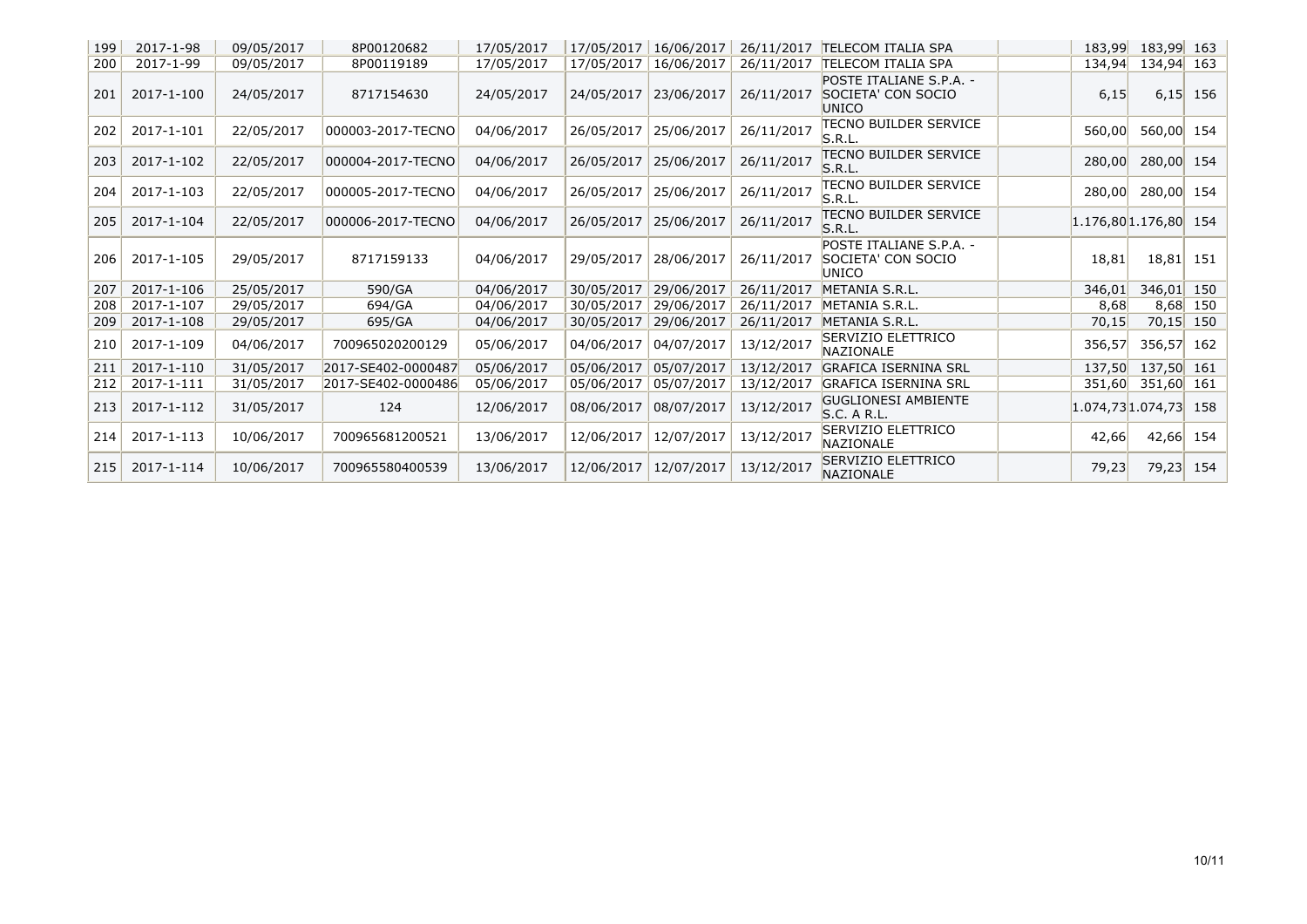| | | | | | | | | | | | | |
|---|---|---|---|---|---|---|---|---|---|---|---|---|
| 199 | 2017-1-98 | 09/05/2017 | 8P00120682 | 17/05/2017 | 17/05/2017 | 16/06/2017 | 26/11/2017 | TELECOM ITALIA SPA | | 183,99 | 183,99 | 163 |
| 200 | 2017-1-99 | 09/05/2017 | 8P00119189 | 17/05/2017 | 17/05/2017 | 16/06/2017 | 26/11/2017 | TELECOM ITALIA SPA | | 134,94 | 134,94 | 163 |
| 201 | 2017-1-100 | 24/05/2017 | 8717154630 | 24/05/2017 | 24/05/2017 | 23/06/2017 | 26/11/2017 | POSTE ITALIANE S.P.A. - SOCIETA' CON SOCIO UNICO | | 6,15 | 6,15 | 156 |
| 202 | 2017-1-101 | 22/05/2017 | 000003-2017-TECNO | 04/06/2017 | 26/05/2017 | 25/06/2017 | 26/11/2017 | TECNO BUILDER SERVICE S.R.L. | | 560,00 | 560,00 | 154 |
| 203 | 2017-1-102 | 22/05/2017 | 000004-2017-TECNO | 04/06/2017 | 26/05/2017 | 25/06/2017 | 26/11/2017 | TECNO BUILDER SERVICE S.R.L. | | 280,00 | 280,00 | 154 |
| 204 | 2017-1-103 | 22/05/2017 | 000005-2017-TECNO | 04/06/2017 | 26/05/2017 | 25/06/2017 | 26/11/2017 | TECNO BUILDER SERVICE S.R.L. | | 280,00 | 280,00 | 154 |
| 205 | 2017-1-104 | 22/05/2017 | 000006-2017-TECNO | 04/06/2017 | 26/05/2017 | 25/06/2017 | 26/11/2017 | TECNO BUILDER SERVICE S.R.L. | | 1.176,80 | 1.176,80 | 154 |
| 206 | 2017-1-105 | 29/05/2017 | 8717159133 | 04/06/2017 | 29/05/2017 | 28/06/2017 | 26/11/2017 | POSTE ITALIANE S.P.A. - SOCIETA' CON SOCIO UNICO | | 18,81 | 18,81 | 151 |
| 207 | 2017-1-106 | 25/05/2017 | 590/GA | 04/06/2017 | 30/05/2017 | 29/06/2017 | 26/11/2017 | METANIA S.R.L. | | 346,01 | 346,01 | 150 |
| 208 | 2017-1-107 | 29/05/2017 | 694/GA | 04/06/2017 | 30/05/2017 | 29/06/2017 | 26/11/2017 | METANIA S.R.L. | | 8,68 | 8,68 | 150 |
| 209 | 2017-1-108 | 29/05/2017 | 695/GA | 04/06/2017 | 30/05/2017 | 29/06/2017 | 26/11/2017 | METANIA S.R.L. | | 70,15 | 70,15 | 150 |
| 210 | 2017-1-109 | 04/06/2017 | 700965020200129 | 05/06/2017 | 04/06/2017 | 04/07/2017 | 13/12/2017 | SERVIZIO ELETTRICO NAZIONALE | | 356,57 | 356,57 | 162 |
| 211 | 2017-1-110 | 31/05/2017 | 2017-SE402-0000487 | 05/06/2017 | 05/06/2017 | 05/07/2017 | 13/12/2017 | GRAFICA ISERNINA SRL | | 137,50 | 137,50 | 161 |
| 212 | 2017-1-111 | 31/05/2017 | 2017-SE402-0000486 | 05/06/2017 | 05/06/2017 | 05/07/2017 | 13/12/2017 | GRAFICA ISERNINA SRL | | 351,60 | 351,60 | 161 |
| 213 | 2017-1-112 | 31/05/2017 | 124 | 12/06/2017 | 08/06/2017 | 08/07/2017 | 13/12/2017 | GUGLIONESI AMBIENTE S.C. A R.L. | | 1.074,73 | 1.074,73 | 158 |
| 214 | 2017-1-113 | 10/06/2017 | 700965681200521 | 13/06/2017 | 12/06/2017 | 12/07/2017 | 13/12/2017 | SERVIZIO ELETTRICO NAZIONALE | | 42,66 | 42,66 | 154 |
| 215 | 2017-1-114 | 10/06/2017 | 700965580400539 | 13/06/2017 | 12/06/2017 | 12/07/2017 | 13/12/2017 | SERVIZIO ELETTRICO NAZIONALE | | 79,23 | 79,23 | 154 |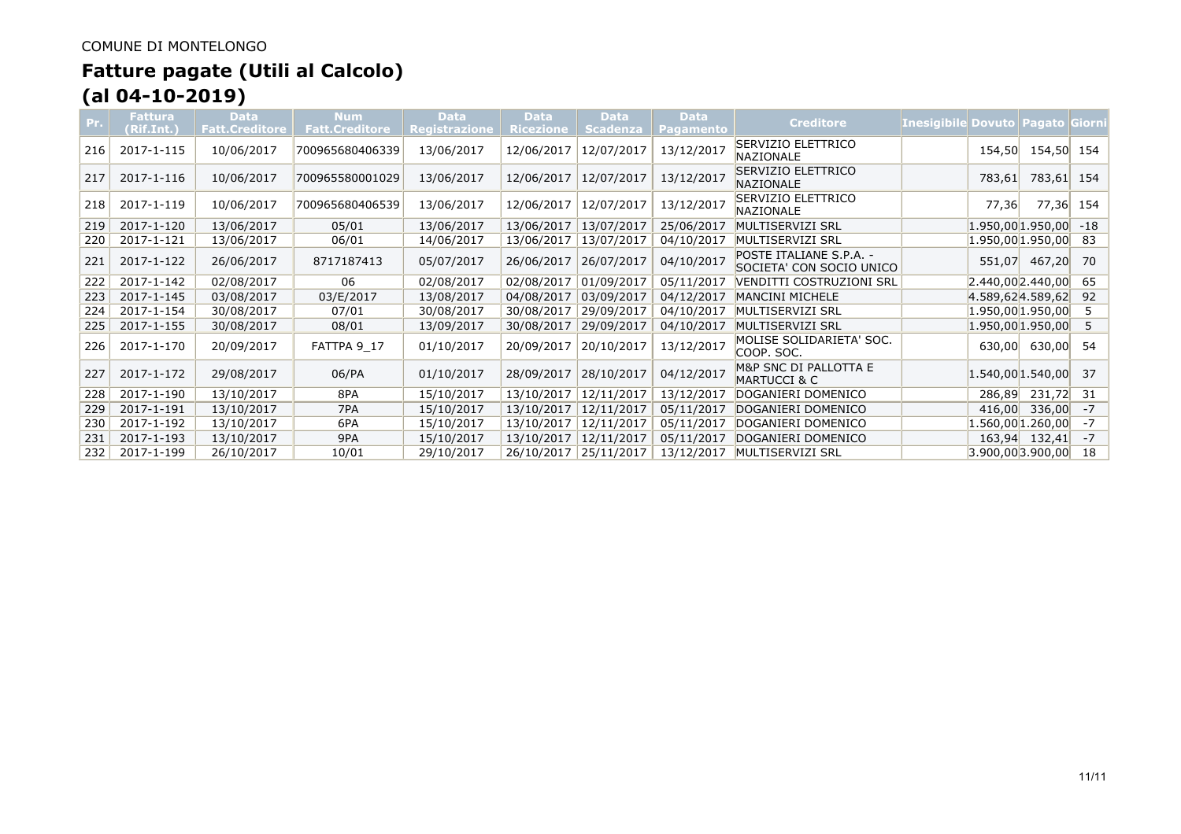COMUNE DI MONTELONGO

# Fatture pagate (Utili al Calcolo)
# (al 04-10-2019)

| Pr. | Fattura (Rif.Int.) | Data Fatt.Creditore | Num Fatt.Creditore | Data Registrazione | Data Ricezione | Data Scadenza | Data Pagamento | Creditore | Inesigibile | Dovuto | Pagato | Giorni |
|---|---|---|---|---|---|---|---|---|---|---|---|---|
| 216 | 2017-1-115 | 10/06/2017 | 700965680406339 | 13/06/2017 | 12/06/2017 | 12/07/2017 | 13/12/2017 | SERVIZIO ELETTRICO NAZIONALE | | 154,50 | 154,50 | 154 |
| 217 | 2017-1-116 | 10/06/2017 | 700965580001029 | 13/06/2017 | 12/06/2017 | 12/07/2017 | 13/12/2017 | SERVIZIO ELETTRICO NAZIONALE | | 783,61 | 783,61 | 154 |
| 218 | 2017-1-119 | 10/06/2017 | 700965680406539 | 13/06/2017 | 12/06/2017 | 12/07/2017 | 13/12/2017 | SERVIZIO ELETTRICO NAZIONALE | | 77,36 | 77,36 | 154 |
| 219 | 2017-1-120 | 13/06/2017 | 05/01 | 13/06/2017 | 13/06/2017 | 13/07/2017 | 25/06/2017 | MULTISERVIZI SRL | | 1.950,00 | 1.950,00 | -18 |
| 220 | 2017-1-121 | 13/06/2017 | 06/01 | 14/06/2017 | 13/06/2017 | 13/07/2017 | 04/10/2017 | MULTISERVIZI SRL | | 1.950,00 | 1.950,00 | 83 |
| 221 | 2017-1-122 | 26/06/2017 | 8717187413 | 05/07/2017 | 26/06/2017 | 26/07/2017 | 04/10/2017 | POSTE ITALIANE S.P.A. - SOCIETA' CON SOCIO UNICO | | 551,07 | 467,20 | 70 |
| 222 | 2017-1-142 | 02/08/2017 | 06 | 02/08/2017 | 02/08/2017 | 01/09/2017 | 05/11/2017 | VENDITTI COSTRUZIONI SRL | | 2.440,00 | 2.440,00 | 65 |
| 223 | 2017-1-145 | 03/08/2017 | 03/E/2017 | 13/08/2017 | 04/08/2017 | 03/09/2017 | 04/12/2017 | MANCINI MICHELE | | 4.589,62 | 4.589,62 | 92 |
| 224 | 2017-1-154 | 30/08/2017 | 07/01 | 30/08/2017 | 30/08/2017 | 29/09/2017 | 04/10/2017 | MULTISERVIZI SRL | | 1.950,00 | 1.950,00 | 5 |
| 225 | 2017-1-155 | 30/08/2017 | 08/01 | 13/09/2017 | 30/08/2017 | 29/09/2017 | 04/10/2017 | MULTISERVIZI SRL | | 1.950,00 | 1.950,00 | 5 |
| 226 | 2017-1-170 | 20/09/2017 | FATTPA 9_17 | 01/10/2017 | 20/09/2017 | 20/10/2017 | 13/12/2017 | MOLISE SOLIDARIETA' SOC. COOP. SOC. | | 630,00 | 630,00 | 54 |
| 227 | 2017-1-172 | 29/08/2017 | 06/PA | 01/10/2017 | 28/09/2017 | 28/10/2017 | 04/12/2017 | M&P SNC DI PALLOTTA E MARTUCCI & C | | 1.540,00 | 1.540,00 | 37 |
| 228 | 2017-1-190 | 13/10/2017 | 8PA | 15/10/2017 | 13/10/2017 | 12/11/2017 | 13/12/2017 | DOGANIERI DOMENICO | | 286,89 | 231,72 | 31 |
| 229 | 2017-1-191 | 13/10/2017 | 7PA | 15/10/2017 | 13/10/2017 | 12/11/2017 | 05/11/2017 | DOGANIERI DOMENICO | | 416,00 | 336,00 | -7 |
| 230 | 2017-1-192 | 13/10/2017 | 6PA | 15/10/2017 | 13/10/2017 | 12/11/2017 | 05/11/2017 | DOGANIERI DOMENICO | | 1.560,00 | 1.260,00 | -7 |
| 231 | 2017-1-193 | 13/10/2017 | 9PA | 15/10/2017 | 13/10/2017 | 12/11/2017 | 05/11/2017 | DOGANIERI DOMENICO | | 163,94 | 132,41 | -7 |
| 232 | 2017-1-199 | 26/10/2017 | 10/01 | 29/10/2017 | 26/10/2017 | 25/11/2017 | 13/12/2017 | MULTISERVIZI SRL | | 3.900,00 | 3.900,00 | 18 |